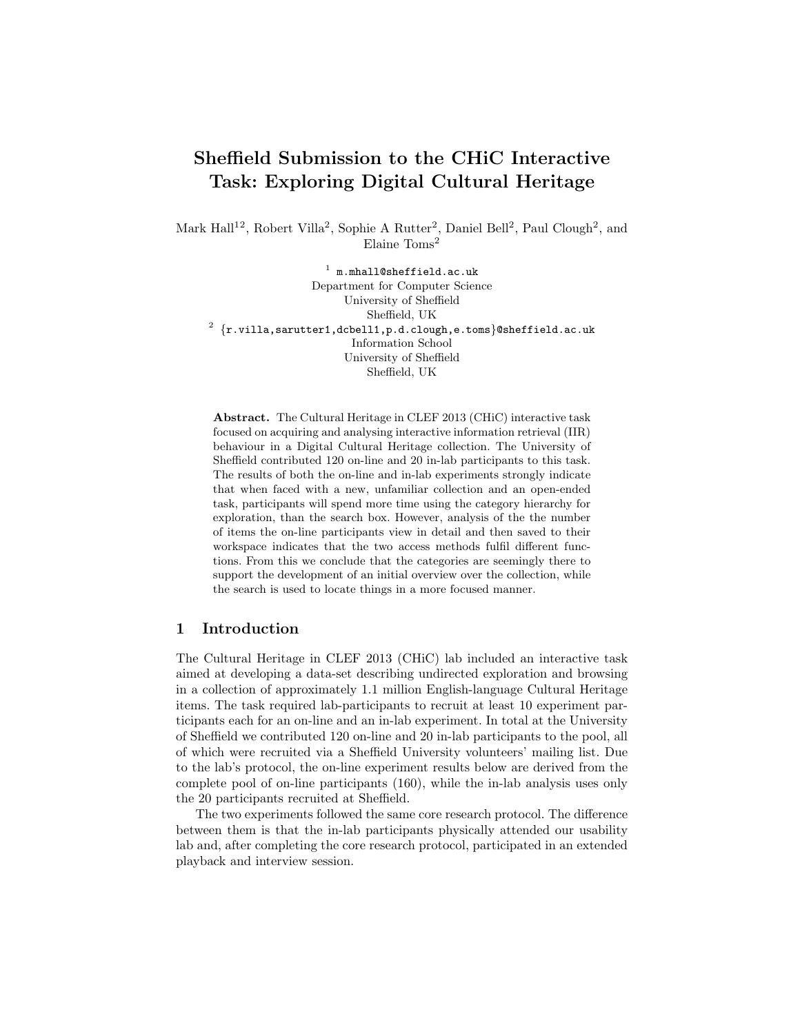# Sheffield Submission to the CHiC Interactive Task: Exploring Digital Cultural Heritage

Mark Hall[1,2], Robert Villa[2], Sophie A Rutter[2], Daniel Bell[2], Paul Clough[2], and Elaine Toms[2]

[1] m.mhall@sheffield.ac.uk
Department for Computer Science
University of Sheffield
Sheffield, UK

[2] {r.villa,sarutter1,dcbell1,p.d.clough,e.toms}@sheffield.ac.uk
Information School
University of Sheffield
Sheffield, UK

**Abstract.** The Cultural Heritage in CLEF 2013 (CHiC) interactive task focused on acquiring and analysing interactive information retrieval (IIR) behaviour in a Digital Cultural Heritage collection. The University of Sheffield contributed 120 on-line and 20 in-lab participants to this task. The results of both the on-line and in-lab experiments strongly indicate that when faced with a new, unfamiliar collection and an open-ended task, participants will spend more time using the category hierarchy for exploration, than the search box. However, analysis of the the number of items the on-line participants view in detail and then saved to their workspace indicates that the two access methods fulfil different functions. From this we conclude that the categories are seemingly there to support the development of an initial overview over the collection, while the search is used to locate things in a more focused manner.

## 1 Introduction

The Cultural Heritage in CLEF 2013 (CHiC) lab included an interactive task aimed at developing a data-set describing undirected exploration and browsing in a collection of approximately 1.1 million English-language Cultural Heritage items. The task required lab-participants to recruit at least 10 experiment participants each for an on-line and an in-lab experiment. In total at the University of Sheffield we contributed 120 on-line and 20 in-lab participants to the pool, all of which were recruited via a Sheffield University volunteers' mailing list. Due to the lab's protocol, the on-line experiment results below are derived from the complete pool of on-line participants (160), while the in-lab analysis uses only the 20 participants recruited at Sheffield.

The two experiments followed the same core research protocol. The difference between them is that the in-lab participants physically attended our usability lab and, after completing the core research protocol, participated in an extended playback and interview session.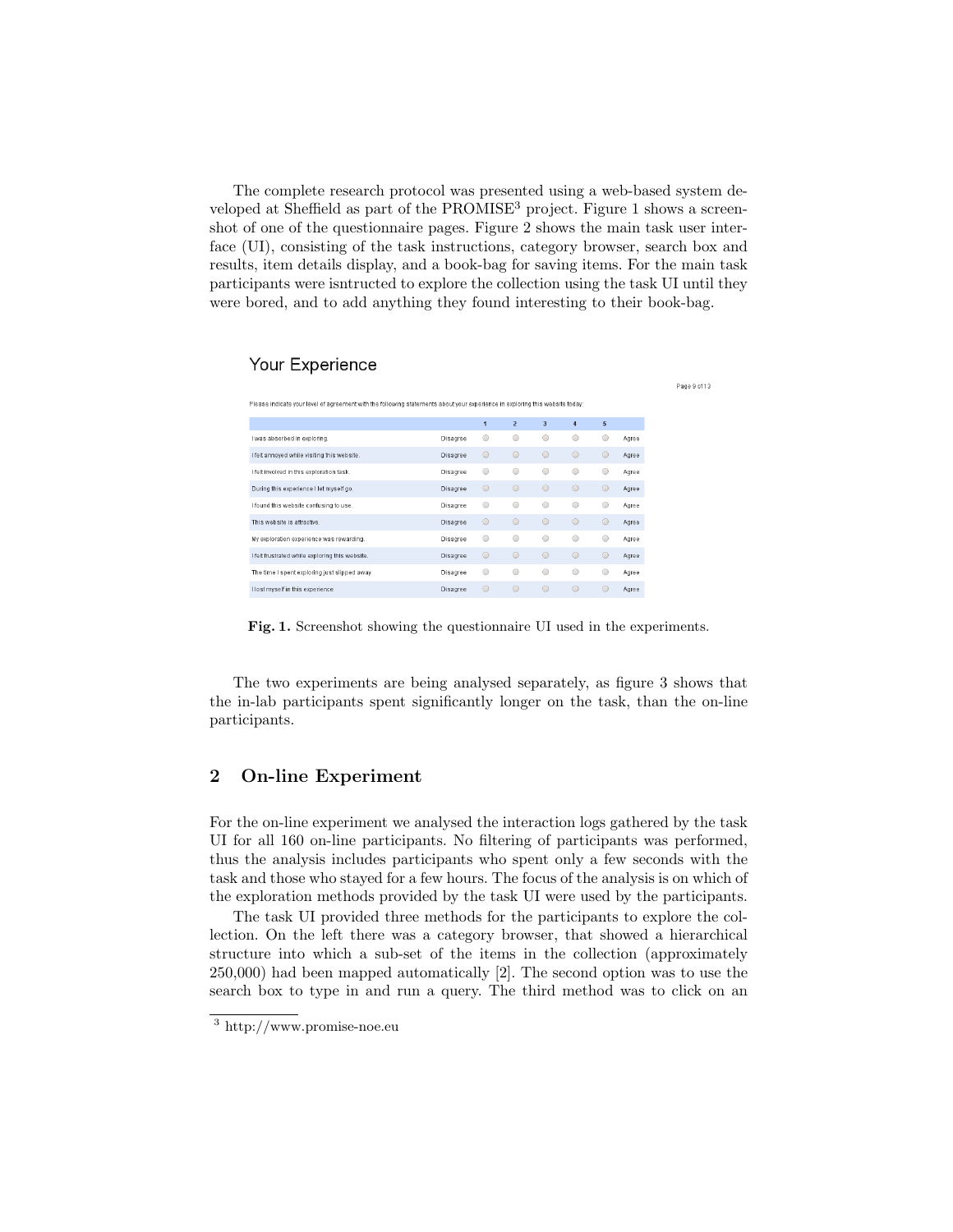The complete research protocol was presented using a web-based system developed at Sheffield as part of the PROMISE[3] project. Figure 1 shows a screenshot of one of the questionnaire pages. Figure 2 shows the main task user interface (UI), consisting of the task instructions, category browser, search box and results, item details display, and a book-bag for saving items. For the main task participants were isntructed to explore the collection using the task UI until they were bored, and to add anything they found interesting to their book-bag.

**Fig. 1.** Screenshot showing the questionnaire UI used in the experiments.

The two experiments are being analysed separately, as figure 3 shows that the in-lab participants spent significantly longer on the task, than the on-line participants.

## 2 On-line Experiment

For the on-line experiment we analysed the interaction logs gathered by the task UI for all 160 on-line participants. No filtering of participants was performed, thus the analysis includes participants who spent only a few seconds with the task and those who stayed for a few hours. The focus of the analysis is on which of the exploration methods provided by the task UI were used by the participants.

The task UI provided three methods for the participants to explore the collection. On the left there was a category browser, that showed a hierarchical structure into which a sub-set of the items in the collection (approximately 250,000) had been mapped automatically [2]. The second option was to use the search box to type in and run a query. The third method was to click on an

[3] http://www.promise-noe.eu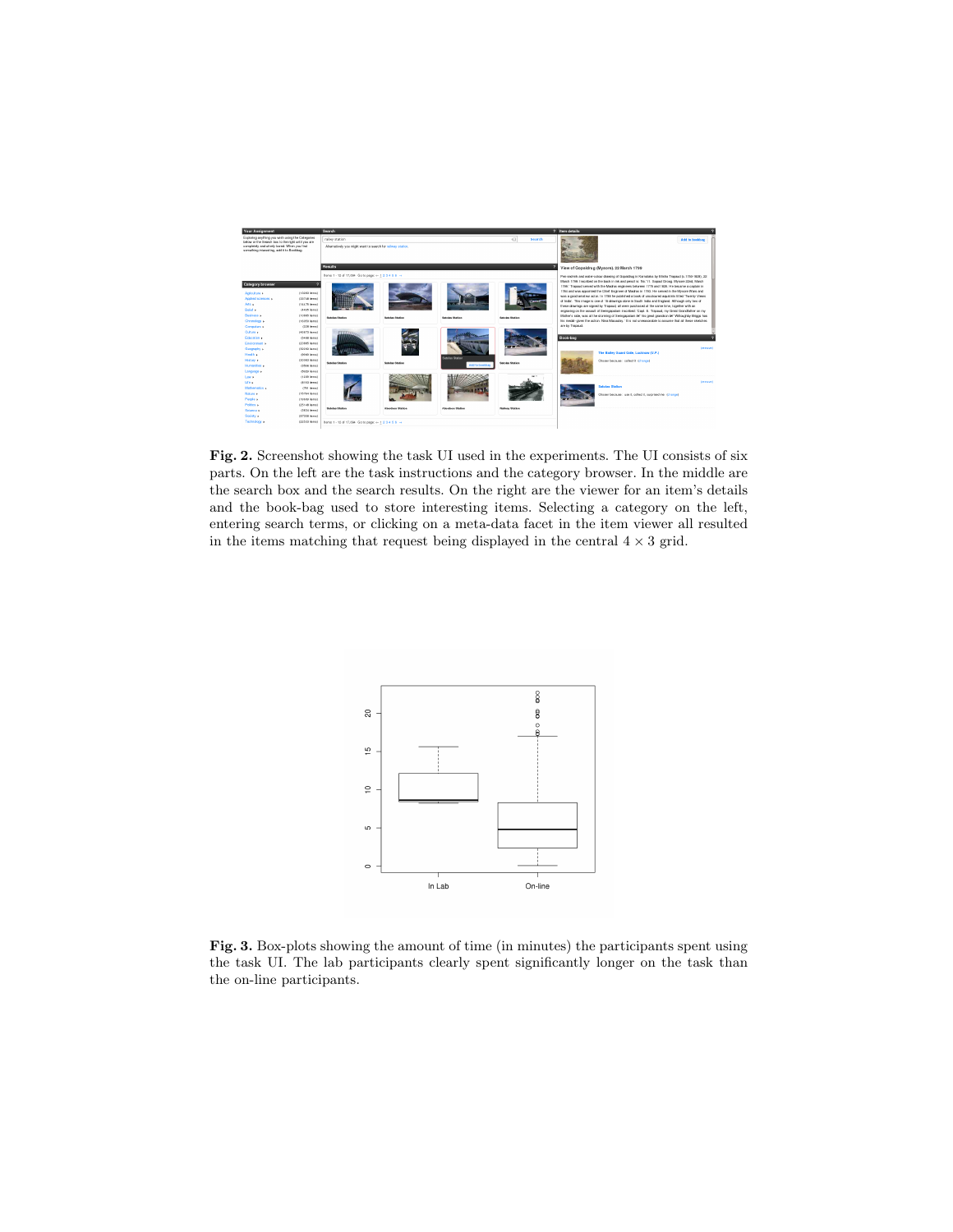**Fig. 2.** Screenshot showing the task UI used in the experiments. The UI consists of six parts. On the left are the task instructions and the category browser. In the middle are the search box and the search results. On the right are the viewer for an item's details and the book-bag used to store interesting items. Selecting a category on the left, entering search terms, or clicking on a meta-data facet in the item viewer all resulted in the items matching that request being displayed in the central $4 \times 3$ grid.

**Fig. 3.** Box-plots showing the amount of time (in minutes) the participants spent using the task UI. The lab participants clearly spent significantly longer on the task than the on-line participants.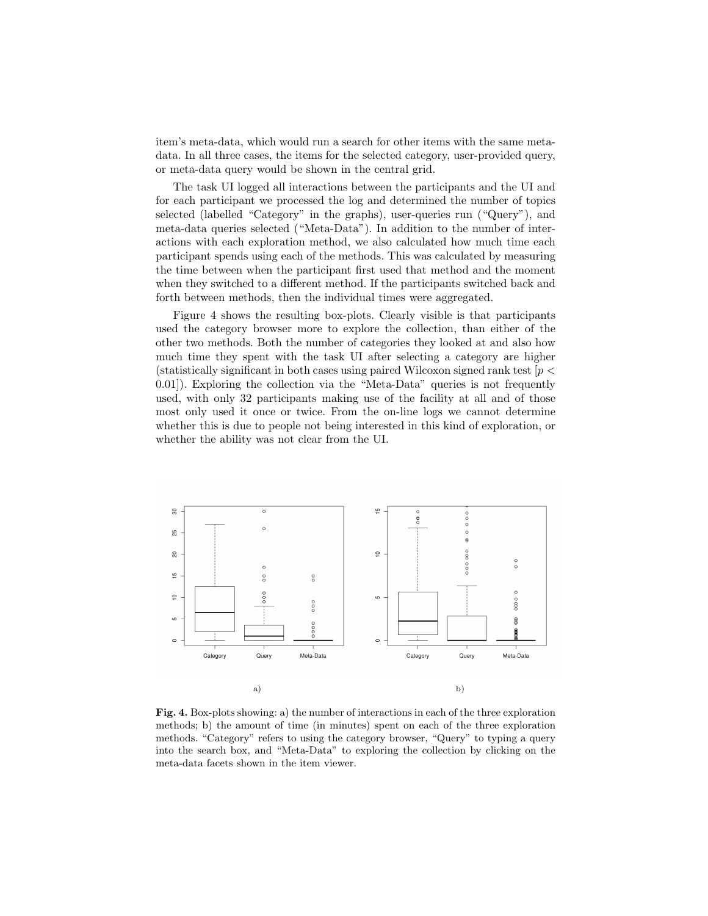item's meta-data, which would run a search for other items with the same meta-data. In all three cases, the items for the selected category, user-provided query, or meta-data query would be shown in the central grid.

The task UI logged all interactions between the participants and the UI and for each participant we processed the log and determined the number of topics selected (labelled "Category" in the graphs), user-queries run ("Query"), and meta-data queries selected ("Meta-Data"). In addition to the number of interactions with each exploration method, we also calculated how much time each participant spends using each of the methods. This was calculated by measuring the time between when the participant first used that method and the moment when they switched to a different method. If the participants switched back and forth between methods, then the individual times were aggregated.

Figure 4 shows the resulting box-plots. Clearly visible is that participants used the category browser more to explore the collection, than either of the other two methods. Both the number of categories they looked at and also how much time they spent with the task UI after selecting a category are higher (statistically significant in both cases using paired Wilcoxon signed rank test [$p < 0.01$]). Exploring the collection via the "Meta-Data" queries is not frequently used, with only 32 participants making use of the facility at all and of those most only used it once or twice. From the on-line logs we cannot determine whether this is due to people not being interested in this kind of exploration, or whether the ability was not clear from the UI.

**Fig. 4.** Box-plots showing: a) the number of interactions in each of the three exploration methods; b) the amount of time (in minutes) spent on each of the three exploration methods. "Category" refers to using the category browser, "Query" to typing a query into the search box, and "Meta-Data" to exploring the collection by clicking on the meta-data facets shown in the item viewer.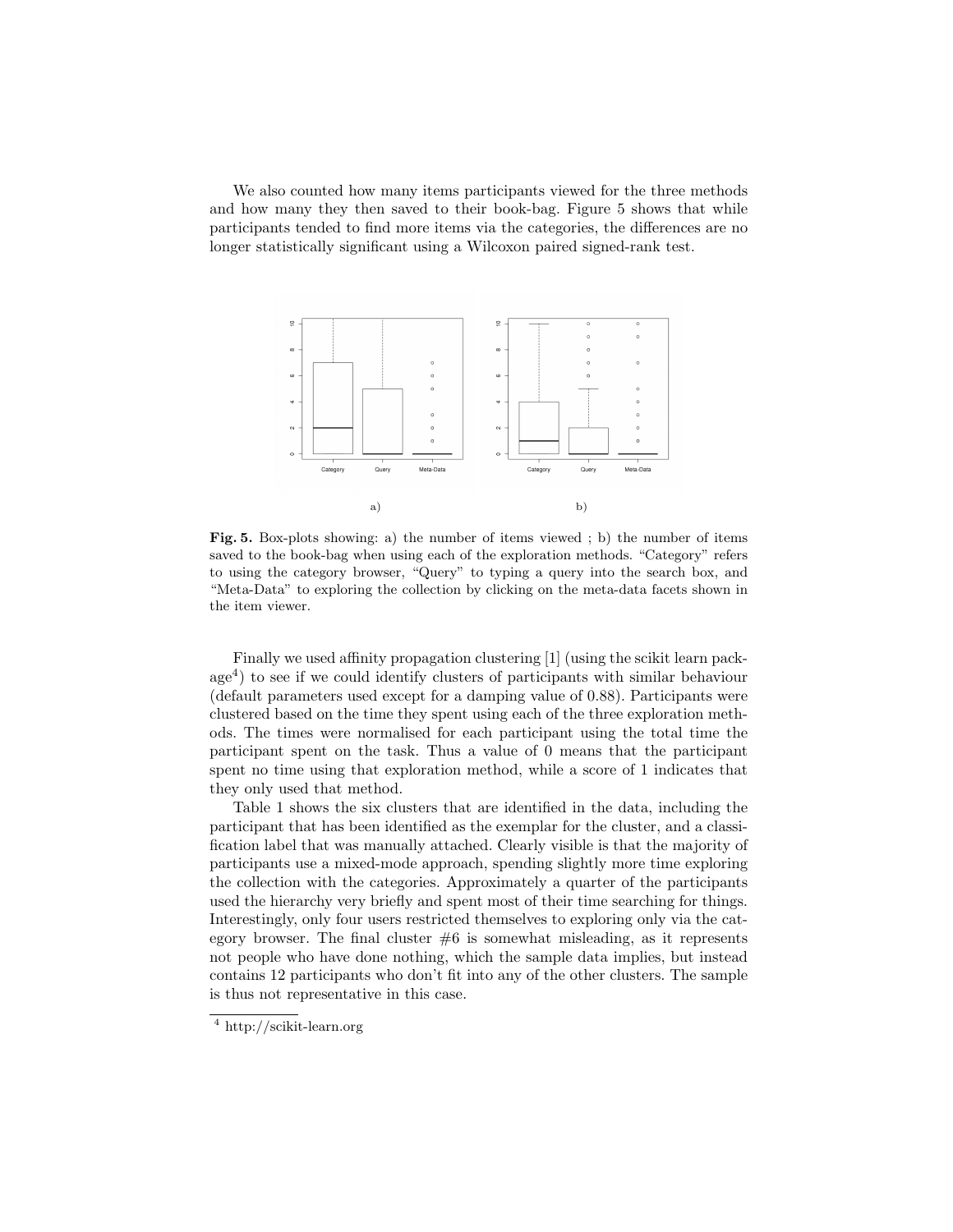We also counted how many items participants viewed for the three methods and how many they then saved to their book-bag. Figure 5 shows that while participants tended to find more items via the categories, the differences are no longer statistically significant using a Wilcoxon paired signed-rank test.

**Fig. 5.** Box-plots showing: a) the number of items viewed ; b) the number of items saved to the book-bag when using each of the exploration methods. "Category" refers to using the category browser, "Query" to typing a query into the search box, and "Meta-Data" to exploring the collection by clicking on the meta-data facets shown in the item viewer.

Finally we used affinity propagation clustering [1] (using the scikit learn package[4]) to see if we could identify clusters of participants with similar behaviour (default parameters used except for a damping value of 0.88). Participants were clustered based on the time they spent using each of the three exploration methods. The times were normalised for each participant using the total time the participant spent on the task. Thus a value of 0 means that the participant spent no time using that exploration method, while a score of 1 indicates that they only used that method.

Table 1 shows the six clusters that are identified in the data, including the participant that has been identified as the exemplar for the cluster, and a classification label that was manually attached. Clearly visible is that the majority of participants use a mixed-mode approach, spending slightly more time exploring the collection with the categories. Approximately a quarter of the participants used the hierarchy very briefly and spent most of their time searching for things. Interestingly, only four users restricted themselves to exploring only via the category browser. The final cluster #6 is somewhat misleading, as it represents not people who have done nothing, which the sample data implies, but instead contains 12 participants who don't fit into any of the other clusters. The sample is thus not representative in this case.

[4] http://scikit-learn.org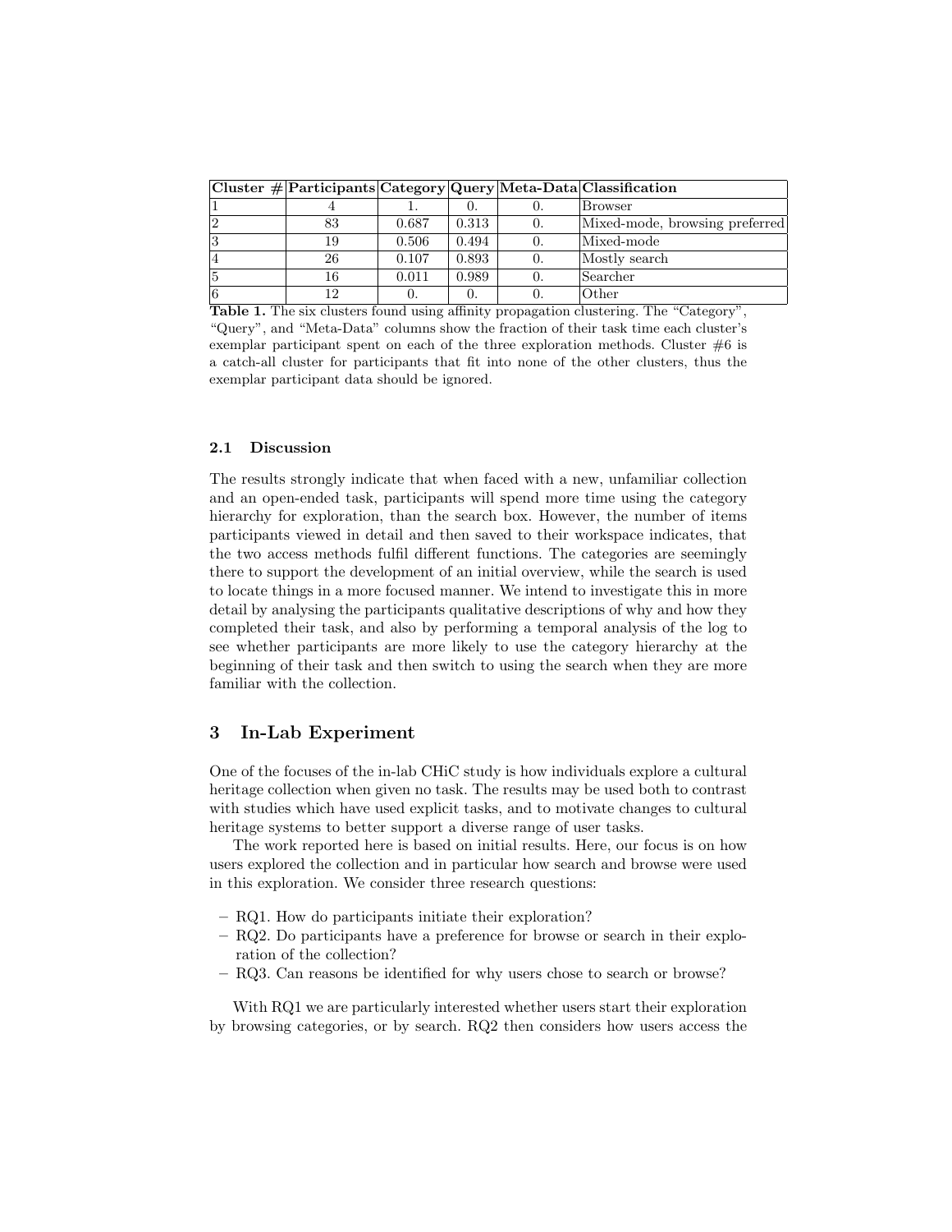| Cluster # | Participants | Category | Query | Meta-Data | Classification |
|---|---|---|---|---|---|
| 1 | 4 | 1. | 0. | 0. | Browser |
| 2 | 83 | 0.687 | 0.313 | 0. | Mixed-mode, browsing preferred |
| 3 | 19 | 0.506 | 0.494 | 0. | Mixed-mode |
| 4 | 26 | 0.107 | 0.893 | 0. | Mostly search |
| 5 | 16 | 0.011 | 0.989 | 0. | Searcher |
| 6 | 12 | 0. | 0. | 0. | Other |

**Table 1.** The six clusters found using affinity propagation clustering. The "Category", "Query", and "Meta-Data" columns show the fraction of their task time each cluster's exemplar participant spent on each of the three exploration methods. Cluster #6 is a catch-all cluster for participants that fit into none of the other clusters, thus the exemplar participant data should be ignored.

### 2.1 Discussion

The results strongly indicate that when faced with a new, unfamiliar collection and an open-ended task, participants will spend more time using the category hierarchy for exploration, than the search box. However, the number of items participants viewed in detail and then saved to their workspace indicates, that the two access methods fulfil different functions. The categories are seemingly there to support the development of an initial overview, while the search is used to locate things in a more focused manner. We intend to investigate this in more detail by analysing the participants qualitative descriptions of why and how they completed their task, and also by performing a temporal analysis of the log to see whether participants are more likely to use the category hierarchy at the beginning of their task and then switch to using the search when they are more familiar with the collection.

## 3 In-Lab Experiment

One of the focuses of the in-lab CHiC study is how individuals explore a cultural heritage collection when given no task. The results may be used both to contrast with studies which have used explicit tasks, and to motivate changes to cultural heritage systems to better support a diverse range of user tasks.

The work reported here is based on initial results. Here, our focus is on how users explored the collection and in particular how search and browse were used in this exploration. We consider three research questions:

- RQ1. How do participants initiate their exploration?
- RQ2. Do participants have a preference for browse or search in their exploration of the collection?
- RQ3. Can reasons be identified for why users chose to search or browse?

With RQ1 we are particularly interested whether users start their exploration by browsing categories, or by search. RQ2 then considers how users access the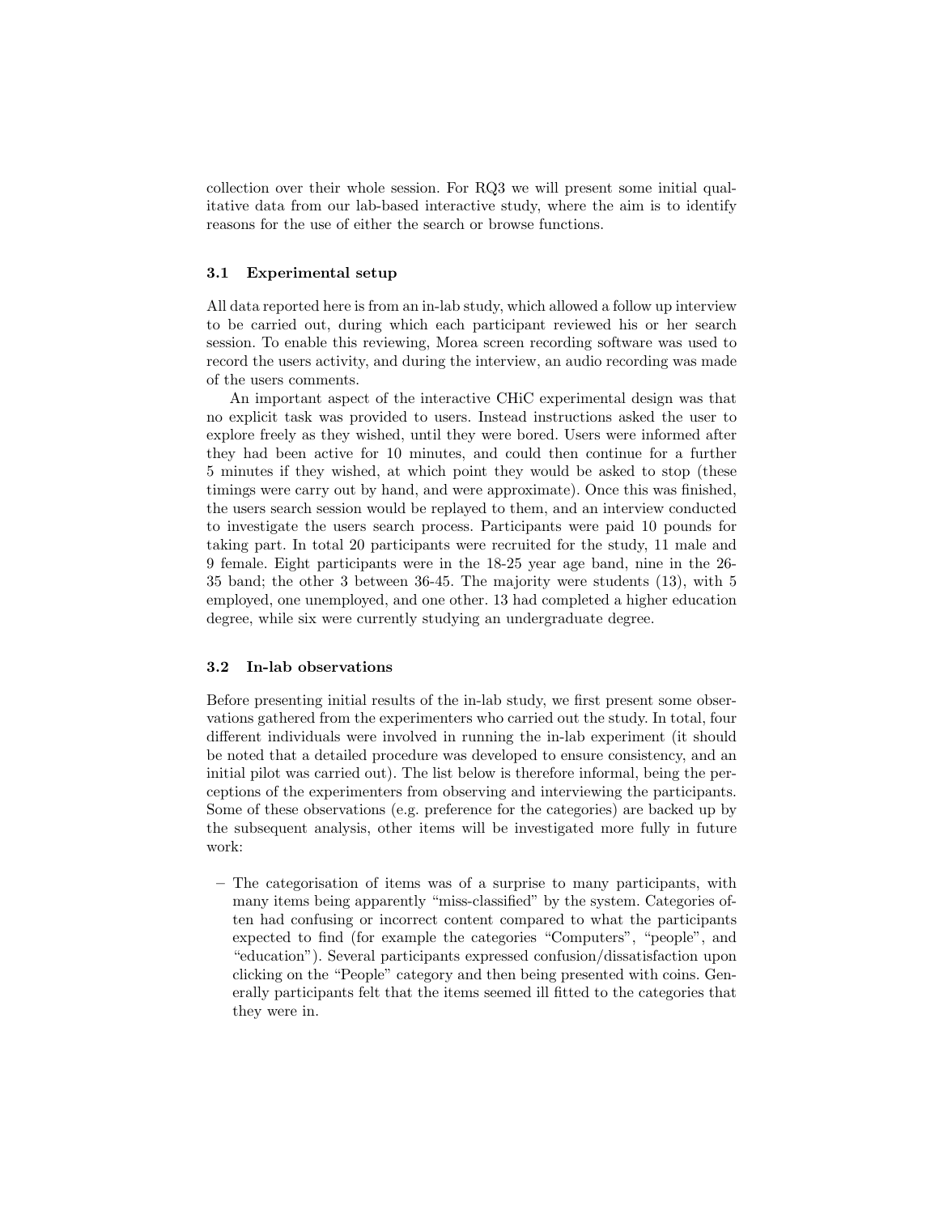collection over their whole session. For RQ3 we will present some initial qualitative data from our lab-based interactive study, where the aim is to identify reasons for the use of either the search or browse functions.

### 3.1 Experimental setup

All data reported here is from an in-lab study, which allowed a follow up interview to be carried out, during which each participant reviewed his or her search session. To enable this reviewing, Morea screen recording software was used to record the users activity, and during the interview, an audio recording was made of the users comments.

An important aspect of the interactive CHiC experimental design was that no explicit task was provided to users. Instead instructions asked the user to explore freely as they wished, until they were bored. Users were informed after they had been active for 10 minutes, and could then continue for a further 5 minutes if they wished, at which point they would be asked to stop (these timings were carry out by hand, and were approximate). Once this was finished, the users search session would be replayed to them, and an interview conducted to investigate the users search process. Participants were paid 10 pounds for taking part. In total 20 participants were recruited for the study, 11 male and 9 female. Eight participants were in the 18-25 year age band, nine in the 26-35 band; the other 3 between 36-45. The majority were students (13), with 5 employed, one unemployed, and one other. 13 had completed a higher education degree, while six were currently studying an undergraduate degree.

### 3.2 In-lab observations

Before presenting initial results of the in-lab study, we first present some observations gathered from the experimenters who carried out the study. In total, four different individuals were involved in running the in-lab experiment (it should be noted that a detailed procedure was developed to ensure consistency, and an initial pilot was carried out). The list below is therefore informal, being the perceptions of the experimenters from observing and interviewing the participants. Some of these observations (e.g. preference for the categories) are backed up by the subsequent analysis, other items will be investigated more fully in future work:

- The categorisation of items was of a surprise to many participants, with many items being apparently "miss-classified" by the system. Categories often had confusing or incorrect content compared to what the participants expected to find (for example the categories "Computers", "people", and "education"). Several participants expressed confusion/dissatisfaction upon clicking on the "People" category and then being presented with coins. Generally participants felt that the items seemed ill fitted to the categories that they were in.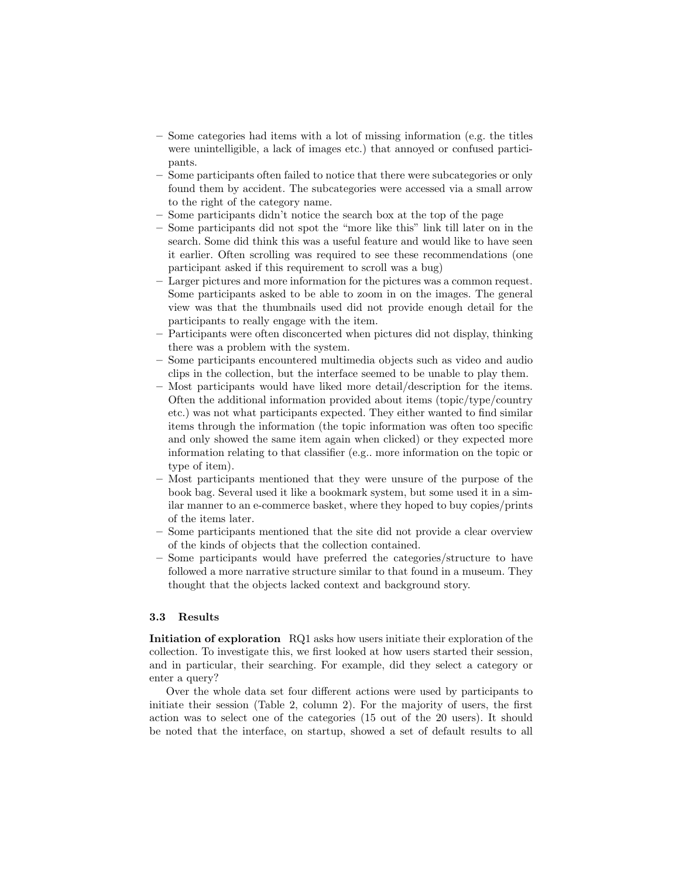- Some categories had items with a lot of missing information (e.g. the titles were unintelligible, a lack of images etc.) that annoyed or confused participants.
- Some participants often failed to notice that there were subcategories or only found them by accident. The subcategories were accessed via a small arrow to the right of the category name.
- Some participants didn't notice the search box at the top of the page
- Some participants did not spot the "more like this" link till later on in the search. Some did think this was a useful feature and would like to have seen it earlier. Often scrolling was required to see these recommendations (one participant asked if this requirement to scroll was a bug)
- Larger pictures and more information for the pictures was a common request. Some participants asked to be able to zoom in on the images. The general view was that the thumbnails used did not provide enough detail for the participants to really engage with the item.
- Participants were often disconcerted when pictures did not display, thinking there was a problem with the system.
- Some participants encountered multimedia objects such as video and audio clips in the collection, but the interface seemed to be unable to play them.
- Most participants would have liked more detail/description for the items. Often the additional information provided about items (topic/type/country etc.) was not what participants expected. They either wanted to find similar items through the information (the topic information was often too specific and only showed the same item again when clicked) or they expected more information relating to that classifier (e.g.. more information on the topic or type of item).
- Most participants mentioned that they were unsure of the purpose of the book bag. Several used it like a bookmark system, but some used it in a similar manner to an e-commerce basket, where they hoped to buy copies/prints of the items later.
- Some participants mentioned that the site did not provide a clear overview of the kinds of objects that the collection contained.
- Some participants would have preferred the categories/structure to have followed a more narrative structure similar to that found in a museum. They thought that the objects lacked context and background story.

### 3.3 Results

**Initiation of exploration** RQ1 asks how users initiate their exploration of the collection. To investigate this, we first looked at how users started their session, and in particular, their searching. For example, did they select a category or enter a query?

Over the whole data set four different actions were used by participants to initiate their session (Table 2, column 2). For the majority of users, the first action was to select one of the categories (15 out of the 20 users). It should be noted that the interface, on startup, showed a set of default results to all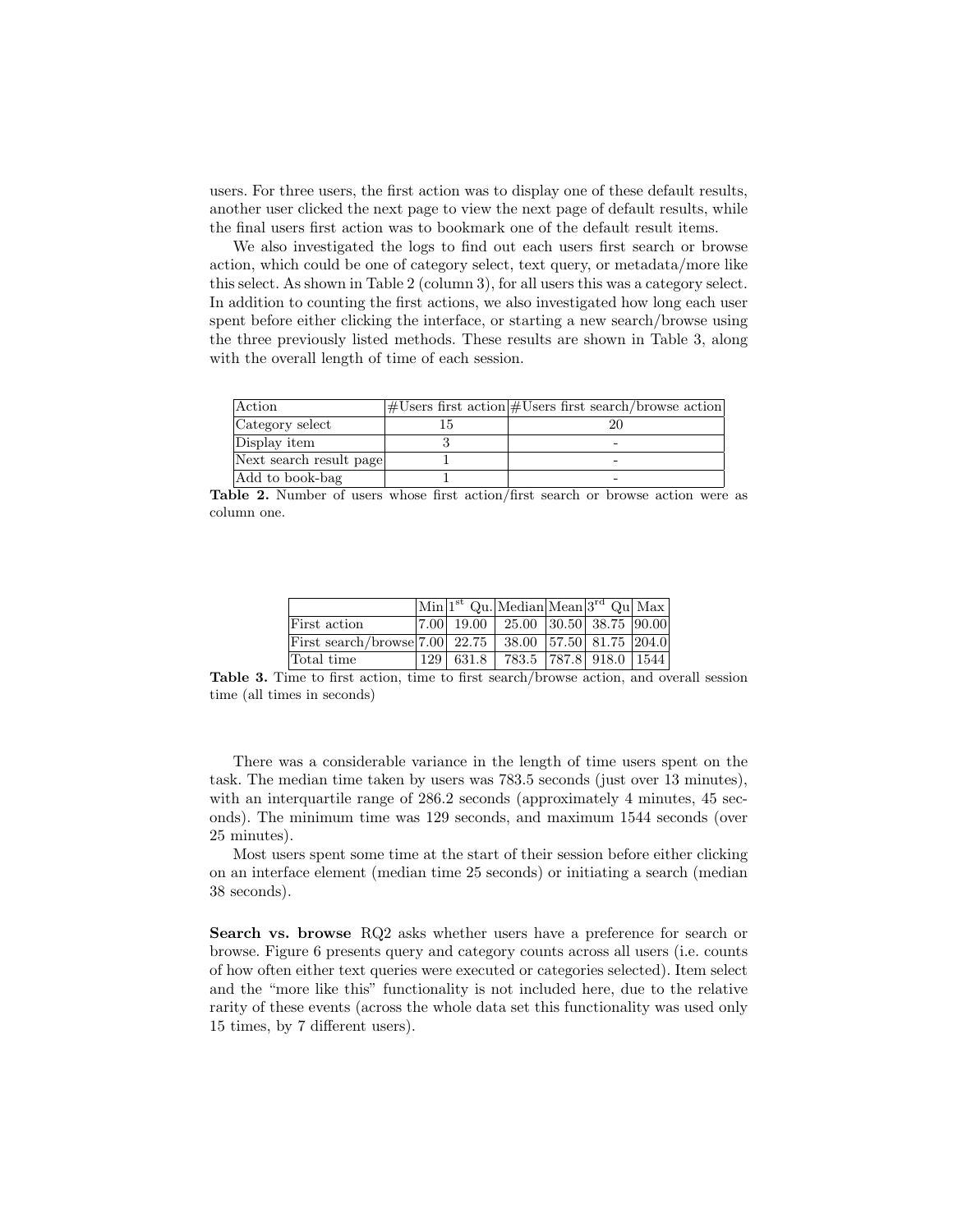users. For three users, the first action was to display one of these default results, another user clicked the next page to view the next page of default results, while the final users first action was to bookmark one of the default result items.

We also investigated the logs to find out each users first search or browse action, which could be one of category select, text query, or metadata/more like this select. As shown in Table 2 (column 3), for all users this was a category select. In addition to counting the first actions, we also investigated how long each user spent before either clicking the interface, or starting a new search/browse using the three previously listed methods. These results are shown in Table 3, along with the overall length of time of each session.

| Action | #Users first action | #Users first search/browse action |
| --- | --- | --- |
| Category select | 15 | 20 |
| Display item | 3 | - |
| Next search result page | 1 | - |
| Add to book-bag | 1 | - |

**Table 2.** Number of users whose first action/first search or browse action were as column one.

| | Min | 1st Qu. | Median | Mean | 3rd Qu | Max |
| --- | --- | --- | --- | --- | --- | --- |
| First action | 7.00 | 19.00 | 25.00 | 30.50 | 38.75 | 90.00 |
| First search/browse | 7.00 | 22.75 | 38.00 | 57.50 | 81.75 | 204.0 |
| Total time | 129 | 631.8 | 783.5 | 787.8 | 918.0 | 1544 |

**Table 3.** Time to first action, time to first search/browse action, and overall session time (all times in seconds)

There was a considerable variance in the length of time users spent on the task. The median time taken by users was 783.5 seconds (just over 13 minutes), with an interquartile range of 286.2 seconds (approximately 4 minutes, 45 seconds). The minimum time was 129 seconds, and maximum 1544 seconds (over 25 minutes).

Most users spent some time at the start of their session before either clicking on an interface element (median time 25 seconds) or initiating a search (median 38 seconds).

**Search vs. browse** RQ2 asks whether users have a preference for search or browse. Figure 6 presents query and category counts across all users (i.e. counts of how often either text queries were executed or categories selected). Item select and the "more like this" functionality is not included here, due to the relative rarity of these events (across the whole data set this functionality was used only 15 times, by 7 different users).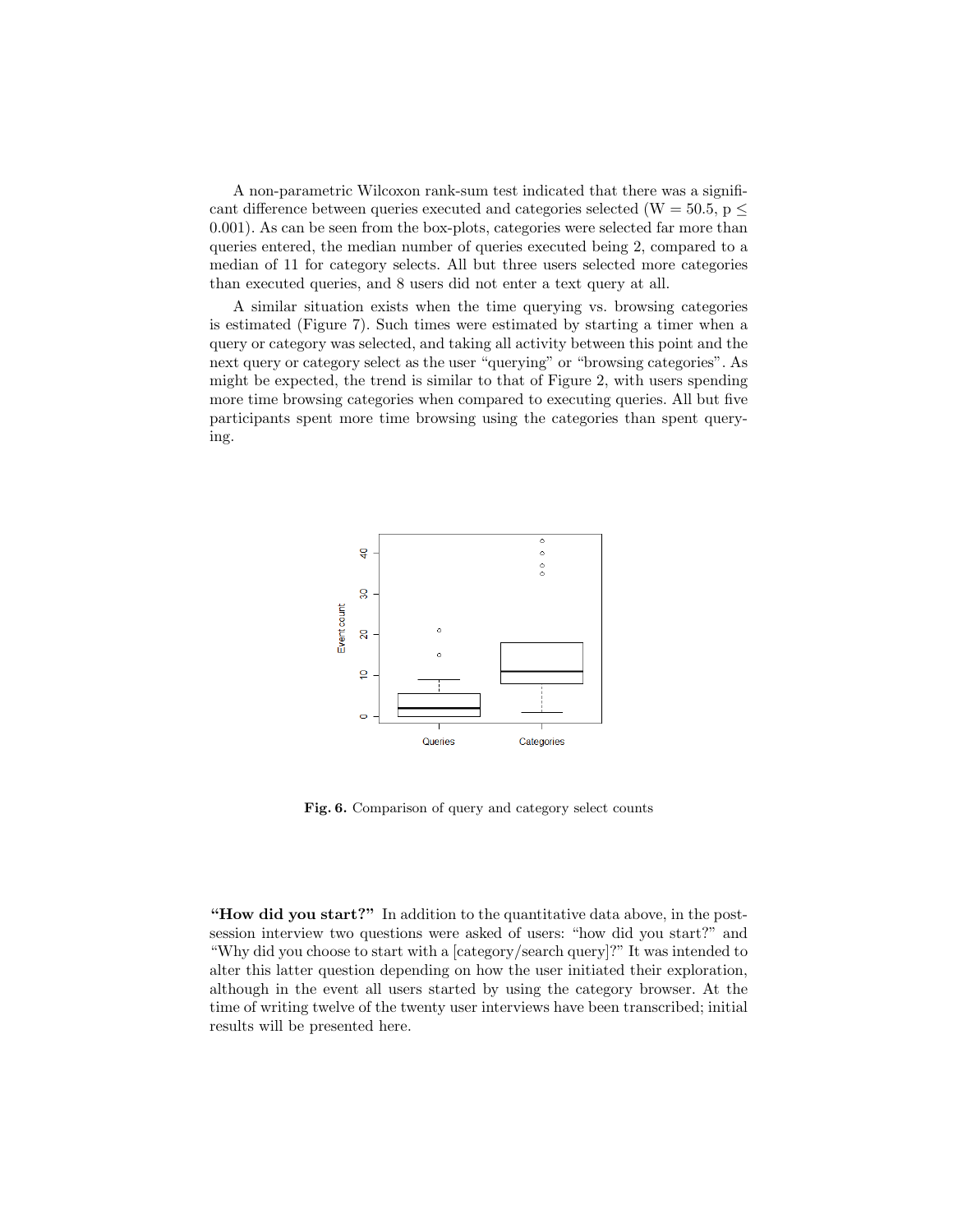A non-parametric Wilcoxon rank-sum test indicated that there was a significant difference between queries executed and categories selected ($W = 50.5$, $p \leq 0.001$). As can be seen from the box-plots, categories were selected far more than queries entered, the median number of queries executed being 2, compared to a median of 11 for category selects. All but three users selected more categories than executed queries, and 8 users did not enter a text query at all.

A similar situation exists when the time querying vs. browsing categories is estimated (Figure 7). Such times were estimated by starting a timer when a query or category was selected, and taking all activity between this point and the next query or category select as the user "querying" or "browsing categories". As might be expected, the trend is similar to that of Figure 2, with users spending more time browsing categories when compared to executing queries. All but five participants spent more time browsing using the categories than spent querying.

**Fig. 6.** Comparison of query and category select counts

**"How did you start?"** In addition to the quantitative data above, in the post-session interview two questions were asked of users: "how did you start?" and "Why did you choose to start with a [category/search query]?" It was intended to alter this latter question depending on how the user initiated their exploration, although in the event all users started by using the category browser. At the time of writing twelve of the twenty user interviews have been transcribed; initial results will be presented here.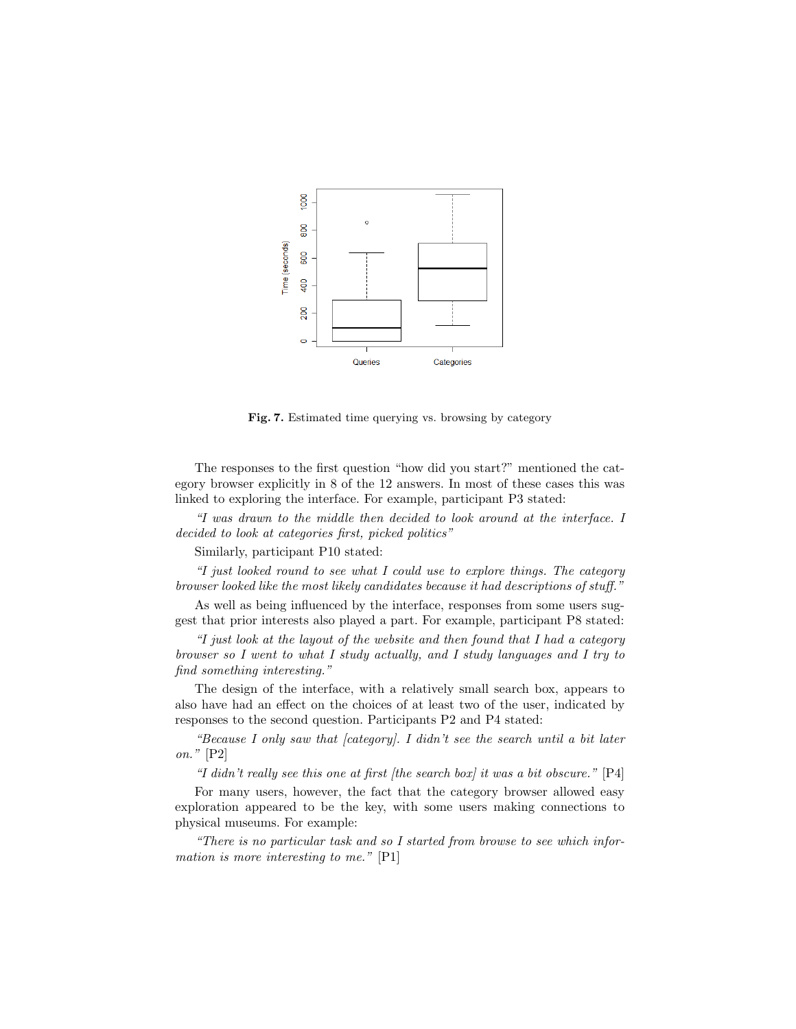**Fig. 7.** Estimated time querying vs. browsing by category

The responses to the first question "how did you start?" mentioned the category browser explicitly in 8 of the 12 answers. In most of these cases this was linked to exploring the interface. For example, participant P3 stated:

*"I was drawn to the middle then decided to look around at the interface. I decided to look at categories first, picked politics"*

Similarly, participant P10 stated:

*"I just looked round to see what I could use to explore things. The category browser looked like the most likely candidates because it had descriptions of stuff."*

As well as being influenced by the interface, responses from some users suggest that prior interests also played a part. For example, participant P8 stated:

*"I just look at the layout of the website and then found that I had a category browser so I went to what I study actually, and I study languages and I try to find something interesting."*

The design of the interface, with a relatively small search box, appears to also have had an effect on the choices of at least two of the user, indicated by responses to the second question. Participants P2 and P4 stated:

*"Because I only saw that [category]. I didn't see the search until a bit later on."* [P2]

*"I didn't really see this one at first [the search box] it was a bit obscure."* [P4]

For many users, however, the fact that the category browser allowed easy exploration appeared to be the key, with some users making connections to physical museums. For example:

*"There is no particular task and so I started from browse to see which information is more interesting to me."* [P1]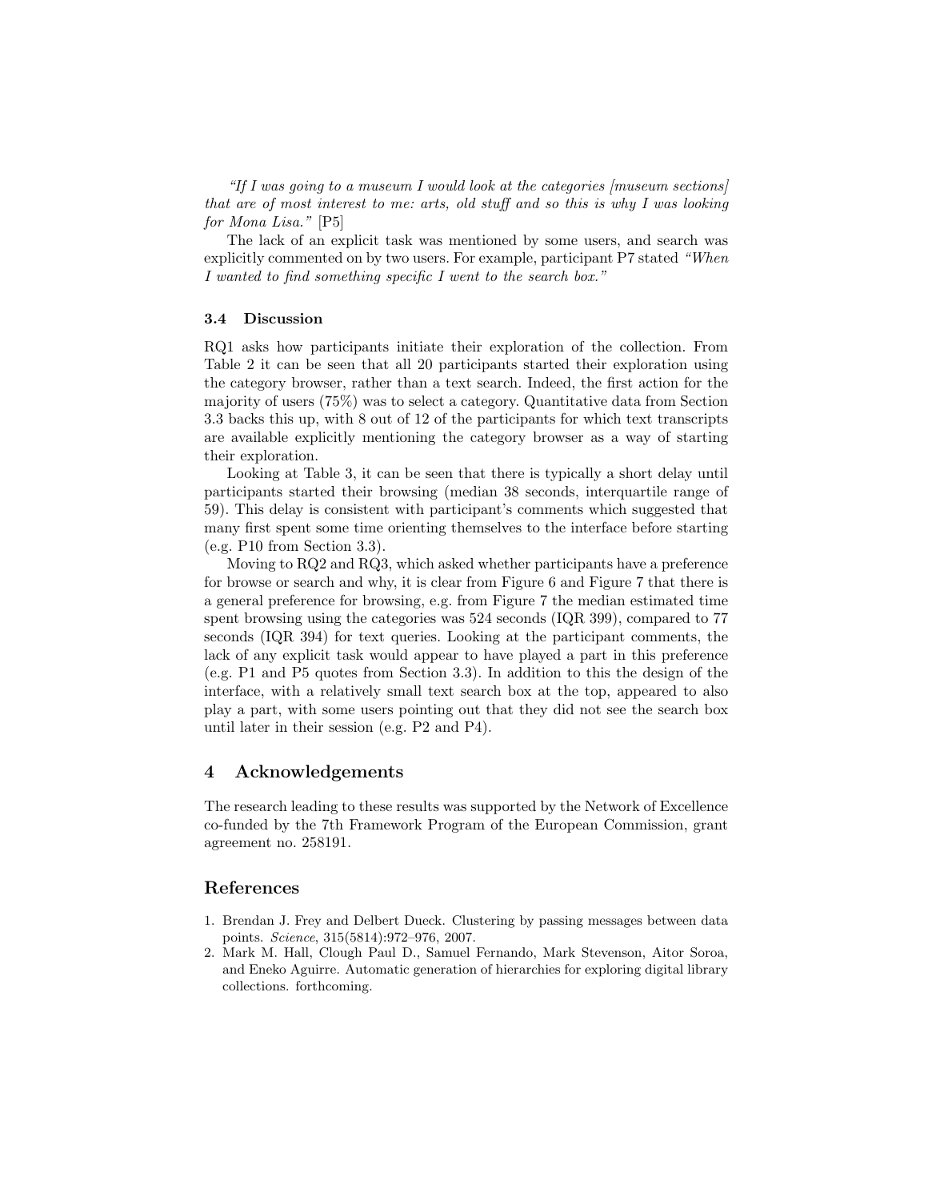*"If I was going to a museum I would look at the categories [museum sections] that are of most interest to me: arts, old stuff and so this is why I was looking for Mona Lisa."* [P5]

The lack of an explicit task was mentioned by some users, and search was explicitly commented on by two users. For example, participant P7 stated *"When I wanted to find something specific I went to the search box."*

### 3.4 Discussion

RQ1 asks how participants initiate their exploration of the collection. From Table 2 it can be seen that all 20 participants started their exploration using the category browser, rather than a text search. Indeed, the first action for the majority of users (75%) was to select a category. Quantitative data from Section 3.3 backs this up, with 8 out of 12 of the participants for which text transcripts are available explicitly mentioning the category browser as a way of starting their exploration.

Looking at Table 3, it can be seen that there is typically a short delay until participants started their browsing (median 38 seconds, interquartile range of 59). This delay is consistent with participant's comments which suggested that many first spent some time orienting themselves to the interface before starting (e.g. P10 from Section 3.3).

Moving to RQ2 and RQ3, which asked whether participants have a preference for browse or search and why, it is clear from Figure 6 and Figure 7 that there is a general preference for browsing, e.g. from Figure 7 the median estimated time spent browsing using the categories was 524 seconds (IQR 399), compared to 77 seconds (IQR 394) for text queries. Looking at the participant comments, the lack of any explicit task would appear to have played a part in this preference (e.g. P1 and P5 quotes from Section 3.3). In addition to this the design of the interface, with a relatively small text search box at the top, appeared to also play a part, with some users pointing out that they did not see the search box until later in their session (e.g. P2 and P4).

## 4 Acknowledgements

The research leading to these results was supported by the Network of Excellence co-funded by the 7th Framework Program of the European Commission, grant agreement no. 258191.

## References

1. Brendan J. Frey and Delbert Dueck. Clustering by passing messages between data points. *Science*, 315(5814):972–976, 2007.
2. Mark M. Hall, Clough Paul D., Samuel Fernando, Mark Stevenson, Aitor Soroa, and Eneko Aguirre. Automatic generation of hierarchies for exploring digital library collections. forthcoming.